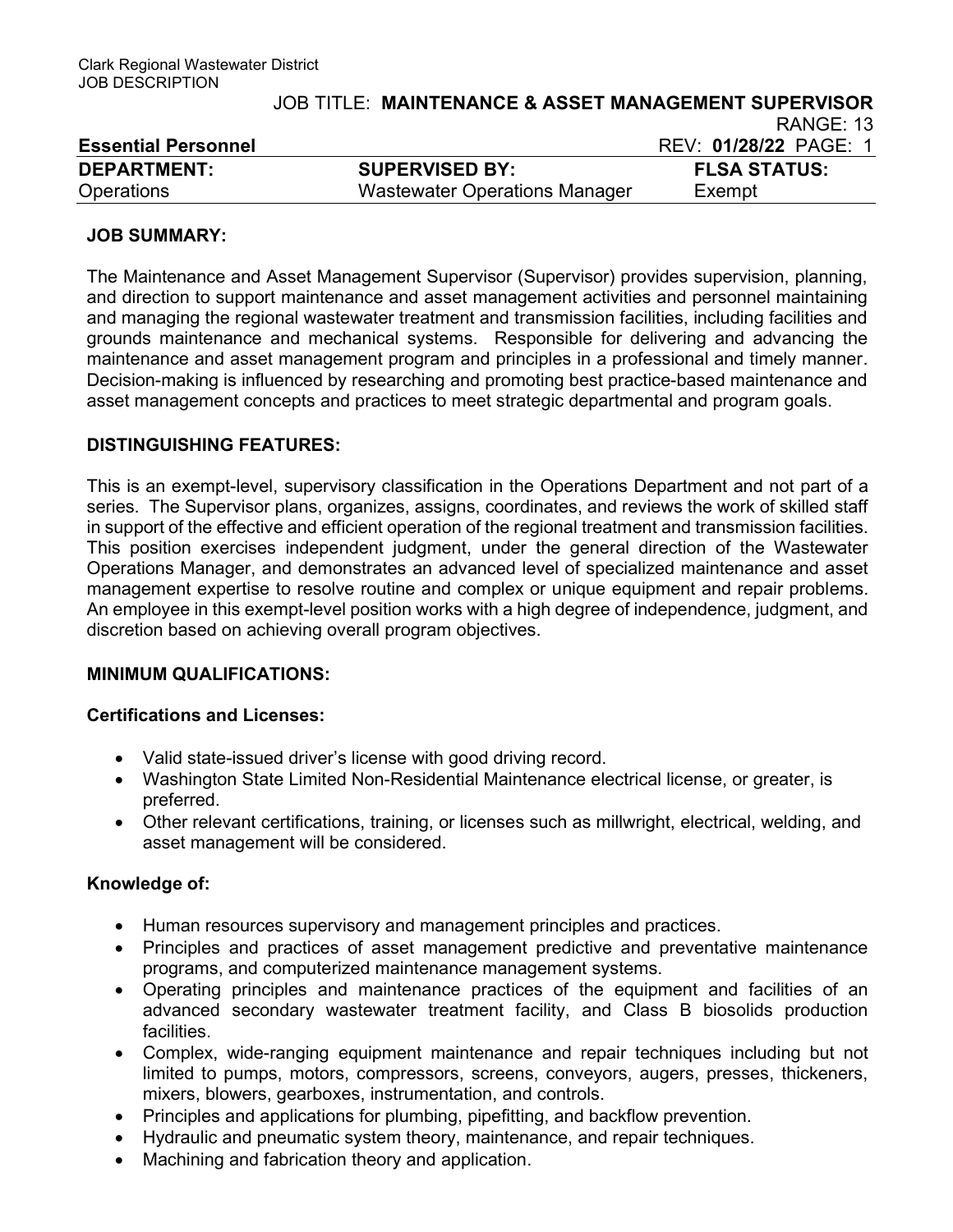Clark Regional Wastewater District
JOB DESCRIPTION

JOB TITLE: **MAINTENANCE & ASSET MANAGEMENT SUPERVISOR**

RANGE: 13

**Essential Personnel** REV: **01/28/22** PAGE: 1

| **DEPARTMENT:** | **SUPERVISED BY:** | **FLSA STATUS:** |
|---|---|---|
| Operations | Wastewater Operations Manager | Exempt |

## JOB SUMMARY:

The Maintenance and Asset Management Supervisor (Supervisor) provides supervision, planning, and direction to support maintenance and asset management activities and personnel maintaining and managing the regional wastewater treatment and transmission facilities, including facilities and grounds maintenance and mechanical systems. Responsible for delivering and advancing the maintenance and asset management program and principles in a professional and timely manner. Decision-making is influenced by researching and promoting best practice-based maintenance and asset management concepts and practices to meet strategic departmental and program goals.

## DISTINGUISHING FEATURES:

This is an exempt-level, supervisory classification in the Operations Department and not part of a series. The Supervisor plans, organizes, assigns, coordinates, and reviews the work of skilled staff in support of the effective and efficient operation of the regional treatment and transmission facilities. This position exercises independent judgment, under the general direction of the Wastewater Operations Manager, and demonstrates an advanced level of specialized maintenance and asset management expertise to resolve routine and complex or unique equipment and repair problems. An employee in this exempt-level position works with a high degree of independence, judgment, and discretion based on achieving overall program objectives.

## MINIMUM QUALIFICATIONS:

### Certifications and Licenses:

- Valid state-issued driver's license with good driving record.
- Washington State Limited Non-Residential Maintenance electrical license, or greater, is preferred.
- Other relevant certifications, training, or licenses such as millwright, electrical, welding, and asset management will be considered.

### Knowledge of:

- Human resources supervisory and management principles and practices.
- Principles and practices of asset management predictive and preventative maintenance programs, and computerized maintenance management systems.
- Operating principles and maintenance practices of the equipment and facilities of an advanced secondary wastewater treatment facility, and Class B biosolids production facilities.
- Complex, wide-ranging equipment maintenance and repair techniques including but not limited to pumps, motors, compressors, screens, conveyors, augers, presses, thickeners, mixers, blowers, gearboxes, instrumentation, and controls.
- Principles and applications for plumbing, pipefitting, and backflow prevention.
- Hydraulic and pneumatic system theory, maintenance, and repair techniques.
- Machining and fabrication theory and application.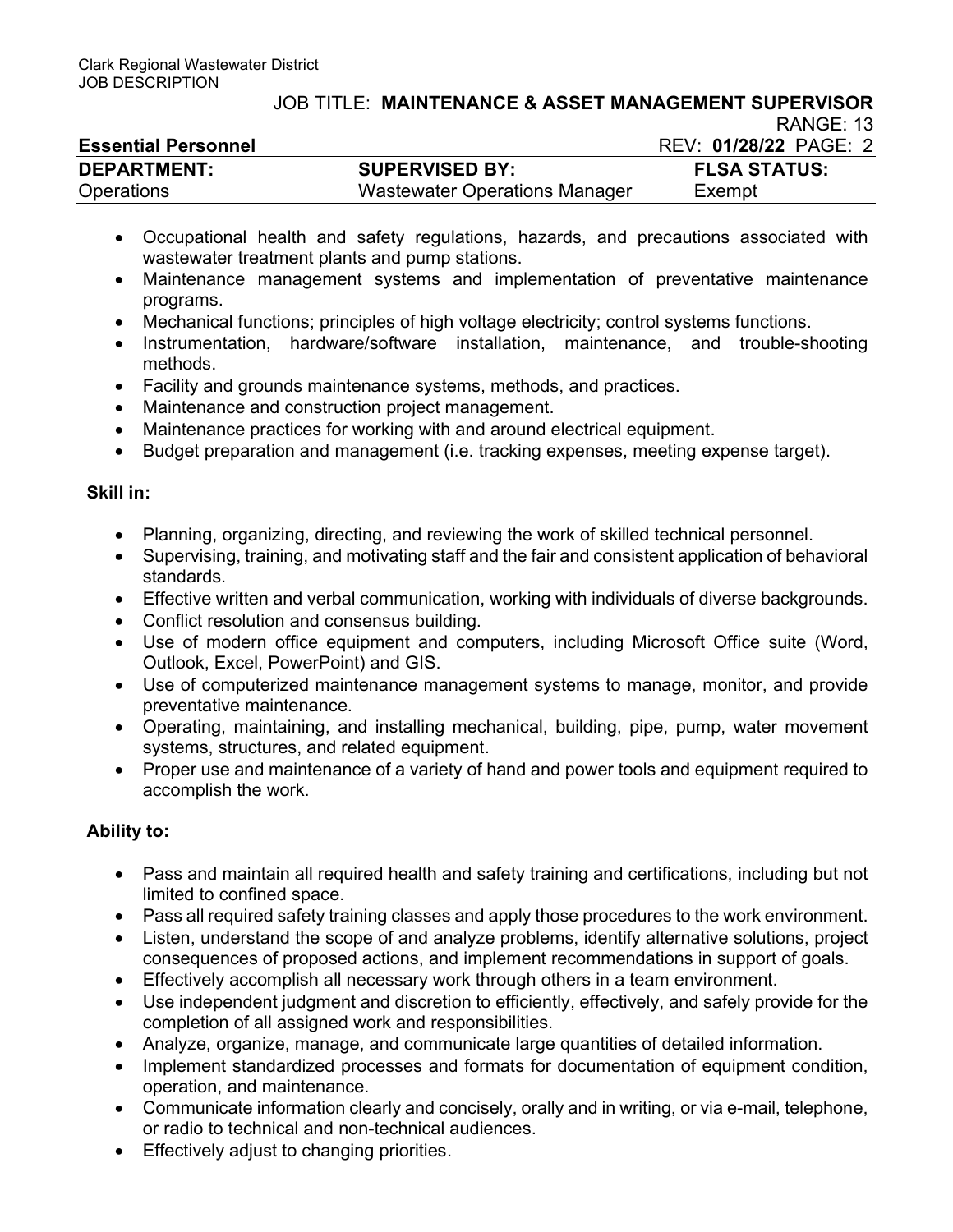- Occupational health and safety regulations, hazards, and precautions associated with wastewater treatment plants and pump stations.
- Maintenance management systems and implementation of preventative maintenance programs.
- Mechanical functions; principles of high voltage electricity; control systems functions.
- Instrumentation, hardware/software installation, maintenance, and trouble-shooting methods.
- Facility and grounds maintenance systems, methods, and practices.
- Maintenance and construction project management.
- Maintenance practices for working with and around electrical equipment.
- Budget preparation and management (i.e. tracking expenses, meeting expense target).

**Skill in:**

- Planning, organizing, directing, and reviewing the work of skilled technical personnel.
- Supervising, training, and motivating staff and the fair and consistent application of behavioral standards.
- Effective written and verbal communication, working with individuals of diverse backgrounds.
- Conflict resolution and consensus building.
- Use of modern office equipment and computers, including Microsoft Office suite (Word, Outlook, Excel, PowerPoint) and GIS.
- Use of computerized maintenance management systems to manage, monitor, and provide preventative maintenance.
- Operating, maintaining, and installing mechanical, building, pipe, pump, water movement systems, structures, and related equipment.
- Proper use and maintenance of a variety of hand and power tools and equipment required to accomplish the work.

**Ability to:**

- Pass and maintain all required health and safety training and certifications, including but not limited to confined space.
- Pass all required safety training classes and apply those procedures to the work environment.
- Listen, understand the scope of and analyze problems, identify alternative solutions, project consequences of proposed actions, and implement recommendations in support of goals.
- Effectively accomplish all necessary work through others in a team environment.
- Use independent judgment and discretion to efficiently, effectively, and safely provide for the completion of all assigned work and responsibilities.
- Analyze, organize, manage, and communicate large quantities of detailed information.
- Implement standardized processes and formats for documentation of equipment condition, operation, and maintenance.
- Communicate information clearly and concisely, orally and in writing, or via e-mail, telephone, or radio to technical and non-technical audiences.
- Effectively adjust to changing priorities.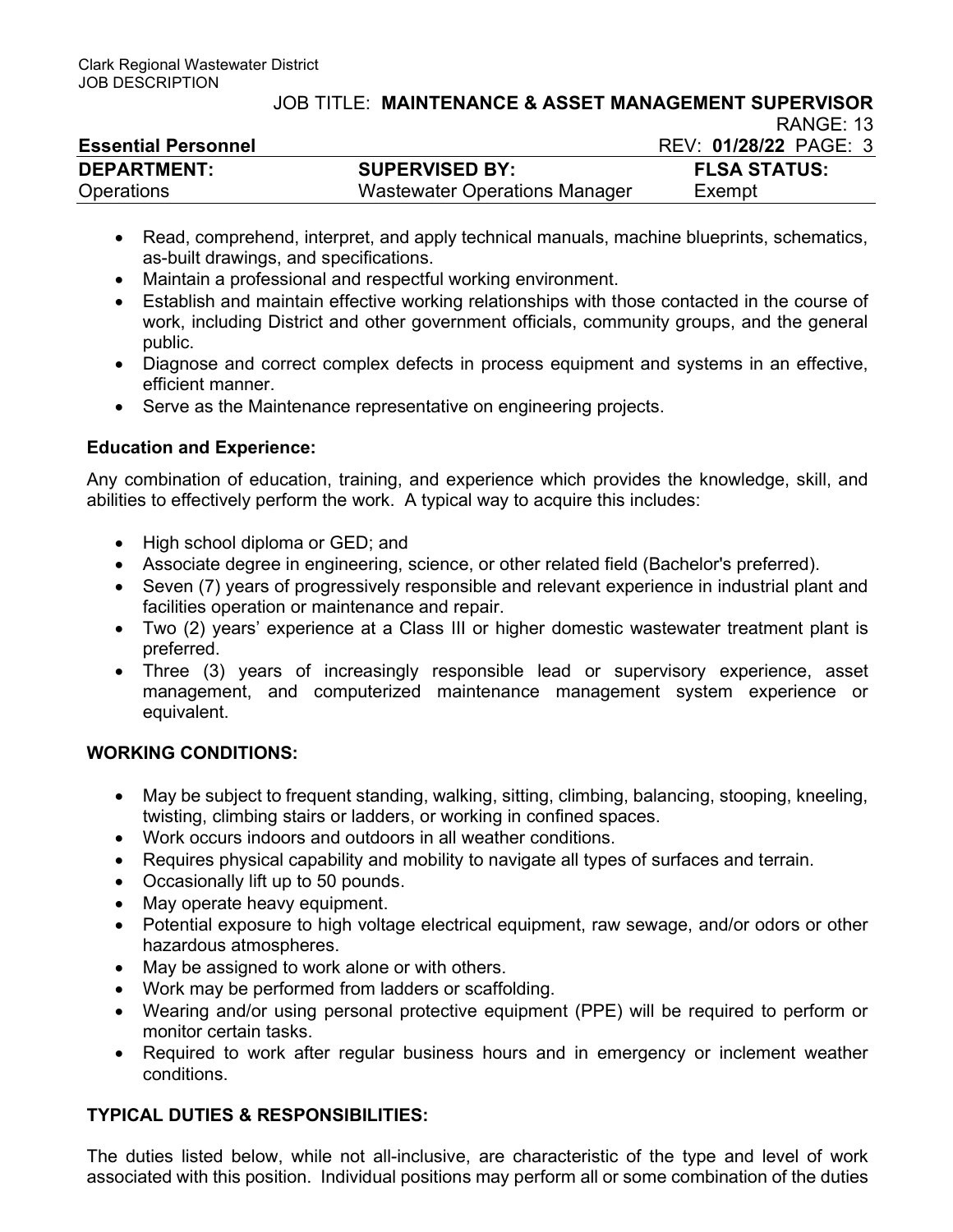- Read, comprehend, interpret, and apply technical manuals, machine blueprints, schematics, as-built drawings, and specifications.
- Maintain a professional and respectful working environment.
- Establish and maintain effective working relationships with those contacted in the course of work, including District and other government officials, community groups, and the general public.
- Diagnose and correct complex defects in process equipment and systems in an effective, efficient manner.
- Serve as the Maintenance representative on engineering projects.

**Education and Experience:**

Any combination of education, training, and experience which provides the knowledge, skill, and abilities to effectively perform the work. A typical way to acquire this includes:

- High school diploma or GED; and
- Associate degree in engineering, science, or other related field (Bachelor's preferred).
- Seven (7) years of progressively responsible and relevant experience in industrial plant and facilities operation or maintenance and repair.
- Two (2) years' experience at a Class III or higher domestic wastewater treatment plant is preferred.
- Three (3) years of increasingly responsible lead or supervisory experience, asset management, and computerized maintenance management system experience or equivalent.

## WORKING CONDITIONS:

- May be subject to frequent standing, walking, sitting, climbing, balancing, stooping, kneeling, twisting, climbing stairs or ladders, or working in confined spaces.
- Work occurs indoors and outdoors in all weather conditions.
- Requires physical capability and mobility to navigate all types of surfaces and terrain.
- Occasionally lift up to 50 pounds.
- May operate heavy equipment.
- Potential exposure to high voltage electrical equipment, raw sewage, and/or odors or other hazardous atmospheres.
- May be assigned to work alone or with others.
- Work may be performed from ladders or scaffolding.
- Wearing and/or using personal protective equipment (PPE) will be required to perform or monitor certain tasks.
- Required to work after regular business hours and in emergency or inclement weather conditions.

## TYPICAL DUTIES & RESPONSIBILITIES:

The duties listed below, while not all-inclusive, are characteristic of the type and level of work associated with this position. Individual positions may perform all or some combination of the duties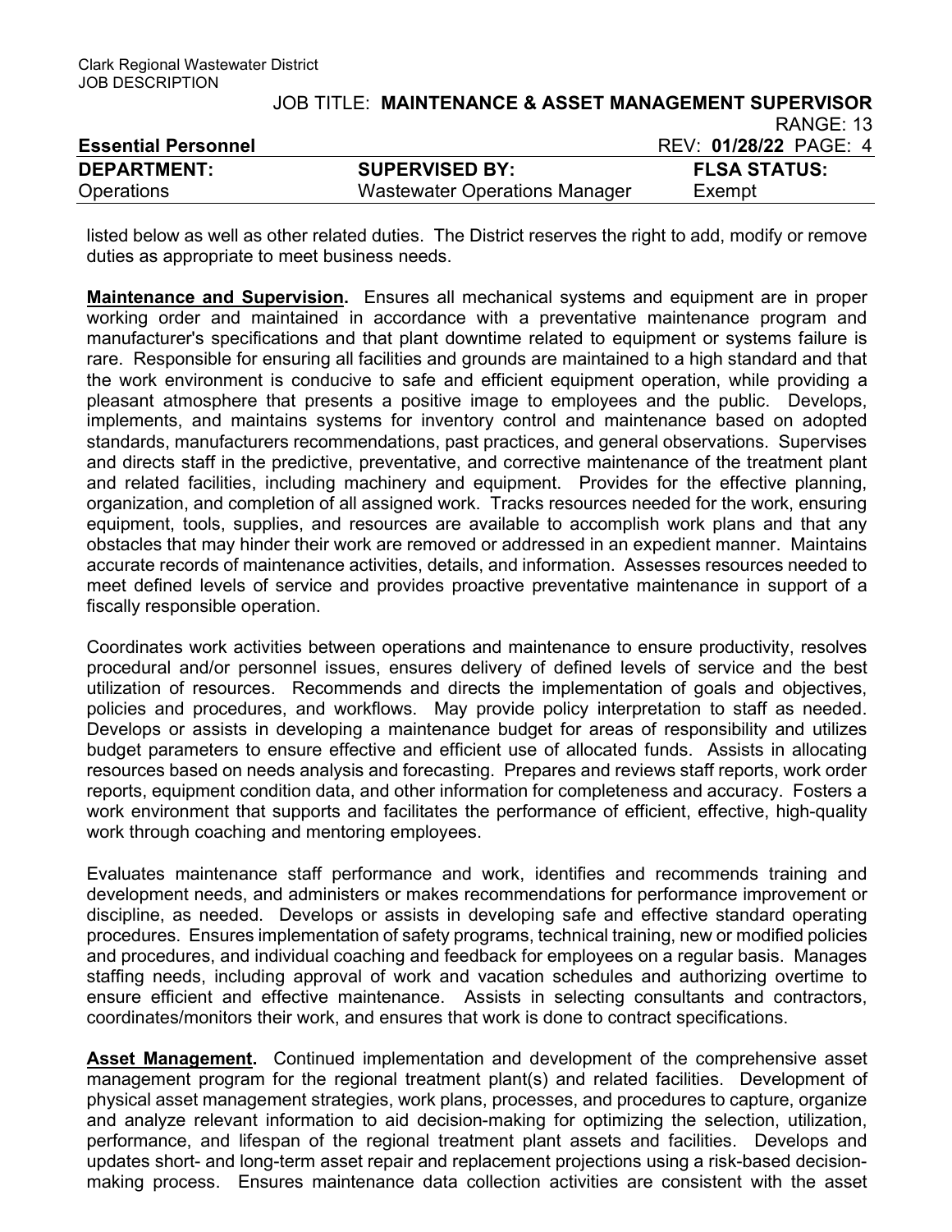listed below as well as other related duties. The District reserves the right to add, modify or remove duties as appropriate to meet business needs.

**Maintenance and Supervision.** Ensures all mechanical systems and equipment are in proper working order and maintained in accordance with a preventative maintenance program and manufacturer's specifications and that plant downtime related to equipment or systems failure is rare. Responsible for ensuring all facilities and grounds are maintained to a high standard and that the work environment is conducive to safe and efficient equipment operation, while providing a pleasant atmosphere that presents a positive image to employees and the public. Develops, implements, and maintains systems for inventory control and maintenance based on adopted standards, manufacturers recommendations, past practices, and general observations. Supervises and directs staff in the predictive, preventative, and corrective maintenance of the treatment plant and related facilities, including machinery and equipment. Provides for the effective planning, organization, and completion of all assigned work. Tracks resources needed for the work, ensuring equipment, tools, supplies, and resources are available to accomplish work plans and that any obstacles that may hinder their work are removed or addressed in an expedient manner. Maintains accurate records of maintenance activities, details, and information. Assesses resources needed to meet defined levels of service and provides proactive preventative maintenance in support of a fiscally responsible operation.

Coordinates work activities between operations and maintenance to ensure productivity, resolves procedural and/or personnel issues, ensures delivery of defined levels of service and the best utilization of resources. Recommends and directs the implementation of goals and objectives, policies and procedures, and workflows. May provide policy interpretation to staff as needed. Develops or assists in developing a maintenance budget for areas of responsibility and utilizes budget parameters to ensure effective and efficient use of allocated funds. Assists in allocating resources based on needs analysis and forecasting. Prepares and reviews staff reports, work order reports, equipment condition data, and other information for completeness and accuracy. Fosters a work environment that supports and facilitates the performance of efficient, effective, high-quality work through coaching and mentoring employees.

Evaluates maintenance staff performance and work, identifies and recommends training and development needs, and administers or makes recommendations for performance improvement or discipline, as needed. Develops or assists in developing safe and effective standard operating procedures. Ensures implementation of safety programs, technical training, new or modified policies and procedures, and individual coaching and feedback for employees on a regular basis. Manages staffing needs, including approval of work and vacation schedules and authorizing overtime to ensure efficient and effective maintenance. Assists in selecting consultants and contractors, coordinates/monitors their work, and ensures that work is done to contract specifications.

**Asset Management.** Continued implementation and development of the comprehensive asset management program for the regional treatment plant(s) and related facilities. Development of physical asset management strategies, work plans, processes, and procedures to capture, organize and analyze relevant information to aid decision-making for optimizing the selection, utilization, performance, and lifespan of the regional treatment plant assets and facilities. Develops and updates short- and long-term asset repair and replacement projections using a risk-based decision-making process. Ensures maintenance data collection activities are consistent with the asset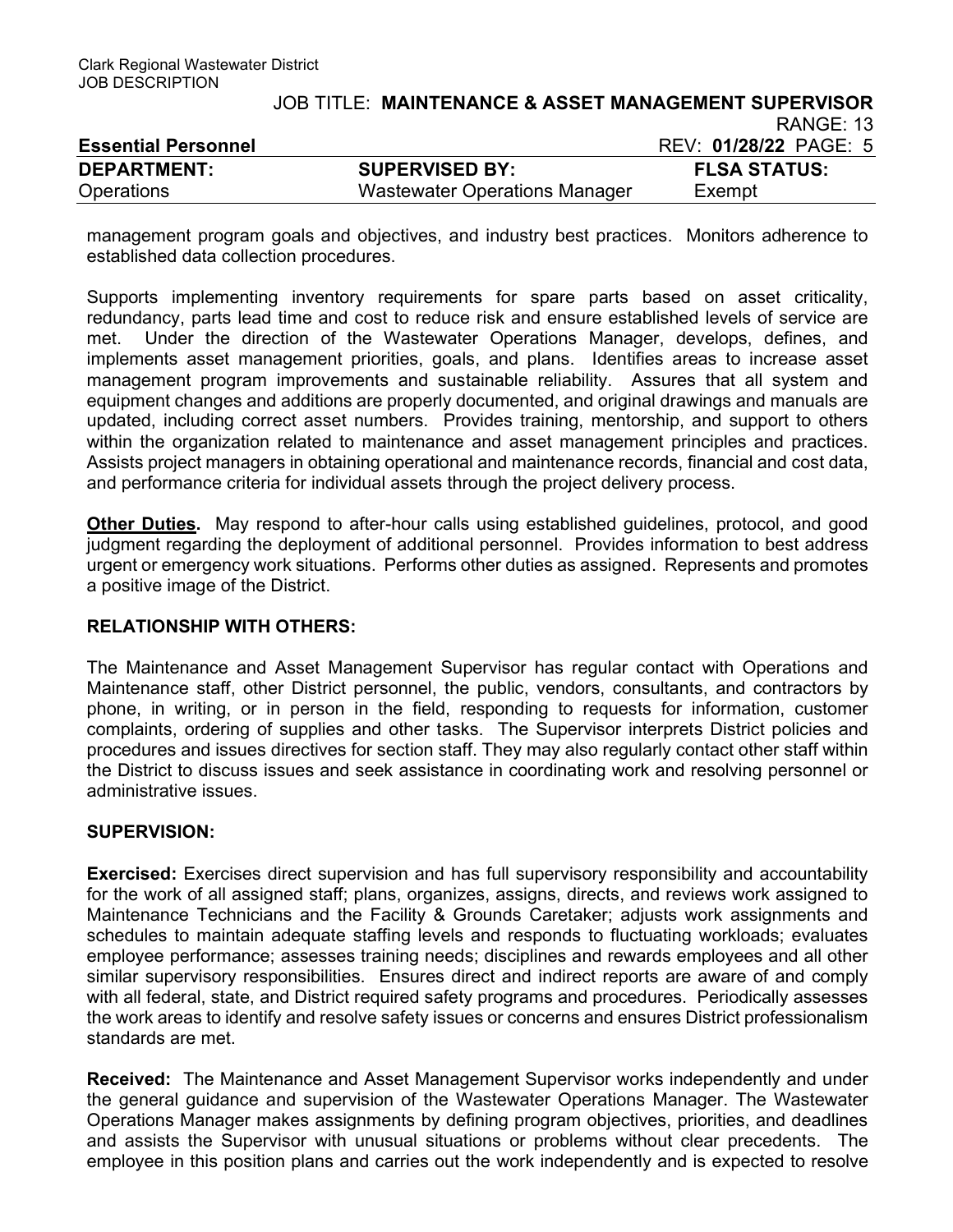management program goals and objectives, and industry best practices. Monitors adherence to established data collection procedures.

Supports implementing inventory requirements for spare parts based on asset criticality, redundancy, parts lead time and cost to reduce risk and ensure established levels of service are met. Under the direction of the Wastewater Operations Manager, develops, defines, and implements asset management priorities, goals, and plans. Identifies areas to increase asset management program improvements and sustainable reliability. Assures that all system and equipment changes and additions are properly documented, and original drawings and manuals are updated, including correct asset numbers. Provides training, mentorship, and support to others within the organization related to maintenance and asset management principles and practices. Assists project managers in obtaining operational and maintenance records, financial and cost data, and performance criteria for individual assets through the project delivery process.

**Other Duties.** May respond to after-hour calls using established guidelines, protocol, and good judgment regarding the deployment of additional personnel. Provides information to best address urgent or emergency work situations. Performs other duties as assigned. Represents and promotes a positive image of the District.

## RELATIONSHIP WITH OTHERS:

The Maintenance and Asset Management Supervisor has regular contact with Operations and Maintenance staff, other District personnel, the public, vendors, consultants, and contractors by phone, in writing, or in person in the field, responding to requests for information, customer complaints, ordering of supplies and other tasks. The Supervisor interprets District policies and procedures and issues directives for section staff. They may also regularly contact other staff within the District to discuss issues and seek assistance in coordinating work and resolving personnel or administrative issues.

## SUPERVISION:

**Exercised:** Exercises direct supervision and has full supervisory responsibility and accountability for the work of all assigned staff; plans, organizes, assigns, directs, and reviews work assigned to Maintenance Technicians and the Facility & Grounds Caretaker; adjusts work assignments and schedules to maintain adequate staffing levels and responds to fluctuating workloads; evaluates employee performance; assesses training needs; disciplines and rewards employees and all other similar supervisory responsibilities. Ensures direct and indirect reports are aware of and comply with all federal, state, and District required safety programs and procedures. Periodically assesses the work areas to identify and resolve safety issues or concerns and ensures District professionalism standards are met.

**Received:** The Maintenance and Asset Management Supervisor works independently and under the general guidance and supervision of the Wastewater Operations Manager. The Wastewater Operations Manager makes assignments by defining program objectives, priorities, and deadlines and assists the Supervisor with unusual situations or problems without clear precedents. The employee in this position plans and carries out the work independently and is expected to resolve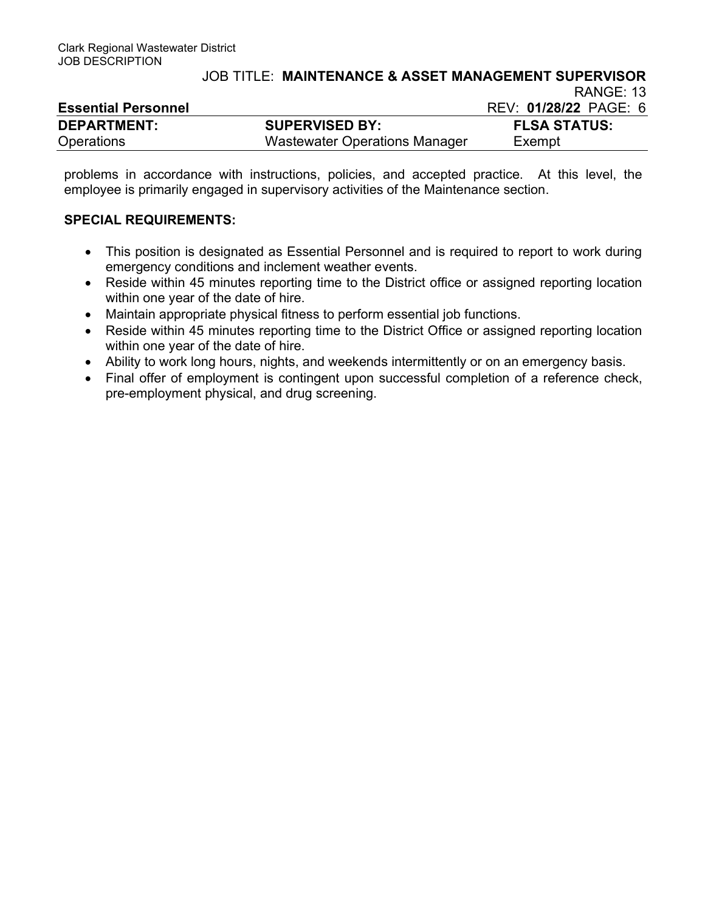problems in accordance with instructions, policies, and accepted practice. At this level, the employee is primarily engaged in supervisory activities of the Maintenance section.

**SPECIAL REQUIREMENTS:**

- This position is designated as Essential Personnel and is required to report to work during emergency conditions and inclement weather events.
- Reside within 45 minutes reporting time to the District office or assigned reporting location within one year of the date of hire.
- Maintain appropriate physical fitness to perform essential job functions.
- Reside within 45 minutes reporting time to the District Office or assigned reporting location within one year of the date of hire.
- Ability to work long hours, nights, and weekends intermittently or on an emergency basis.
- Final offer of employment is contingent upon successful completion of a reference check, pre-employment physical, and drug screening.